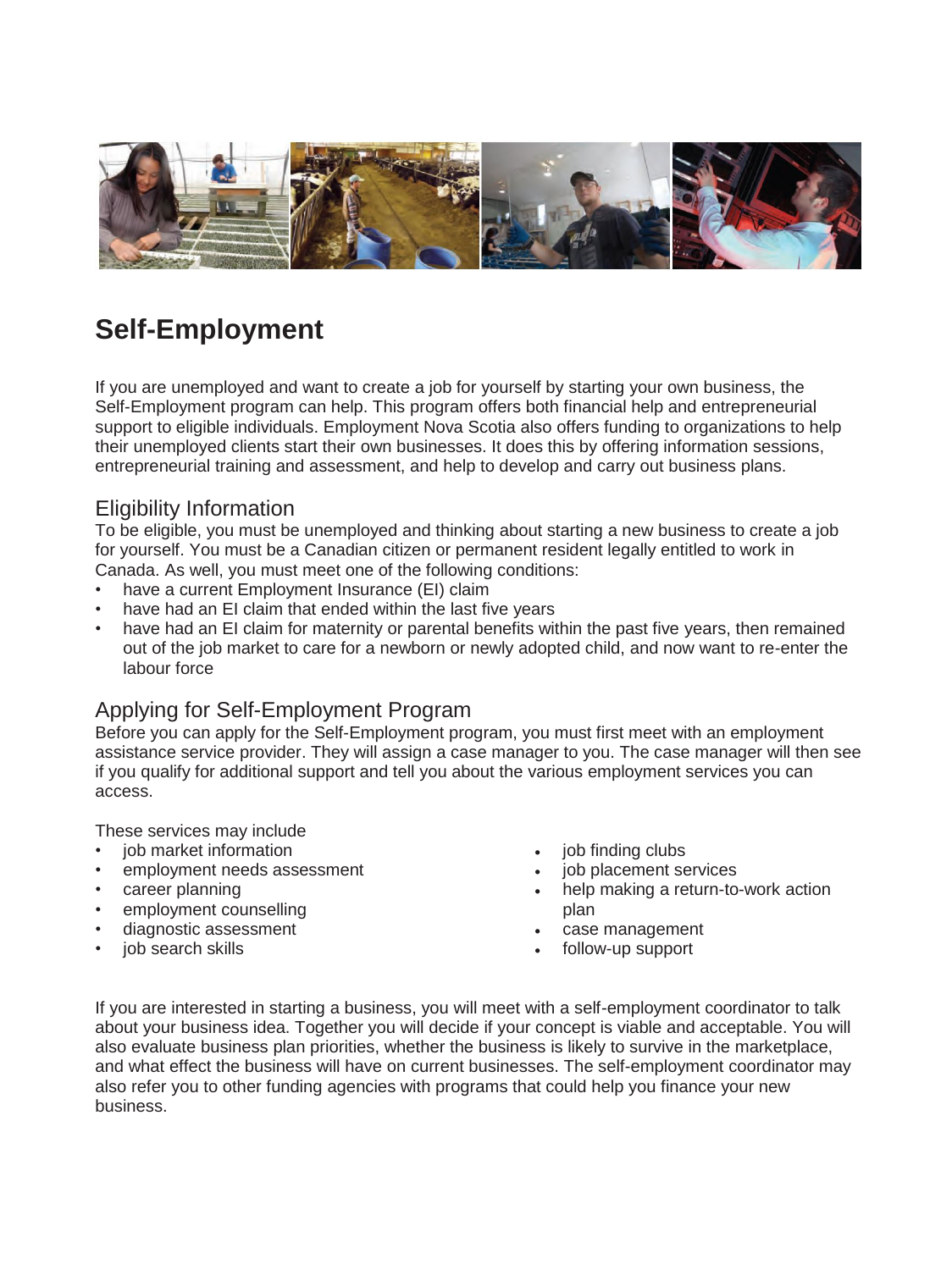# Self-Employment

If you are unemployed and want to create a job for yourself by starting your own business, the Self-Employment program can help. This program offers both financial help and entrepreneurial support to eligible individuals. Employment Nova Scotia also offers funding to organizations to help their unemployed clients start their own businesses. It does this by offering information sessions, entrepreneurial training and assessment, and help to develop and carry out business plans.

## Eligibility Information

To be eligible, you must be unemployed and thinking about starting a new business to create a job for yourself. You must be a Canadian citizen or permanent resident legally entitled to work in Canada. As well, you must meet one of the following conditions:

- have a current Employment Insurance (EI) claim
- have had an EI claim that ended within the last five years
- have had an EI claim for maternity or parental benefits within the past five years, then remained out of the job market to care for a newborn or newly adopted child, and now want to re-enter the labour force

## Applying for Self-Employment Program

Before you can apply for the Self-Employment program, you must first meet with an employment assistance service provider. They will assign a case manager to you. The case manager will then see if you qualify for additional support and tell you about the various employment services you can access.

These services may include

- job market information
- employment needs assessment
- career planning
- employment counselling
- diagnostic assessment
- job search skills
- job finding clubs
- job placement services
- help making a return-to-work action plan
- case management
- follow-up support

If you are interested in starting a business, you will meet with a self-employment coordinator to talk about your business idea. Together you will decide if your concept is viable and acceptable. You will also evaluate business plan priorities, whether the business is likely to survive in the marketplace, and what effect the business will have on current businesses. The self-employment coordinator may also refer you to other funding agencies with programs that could help you finance your new business.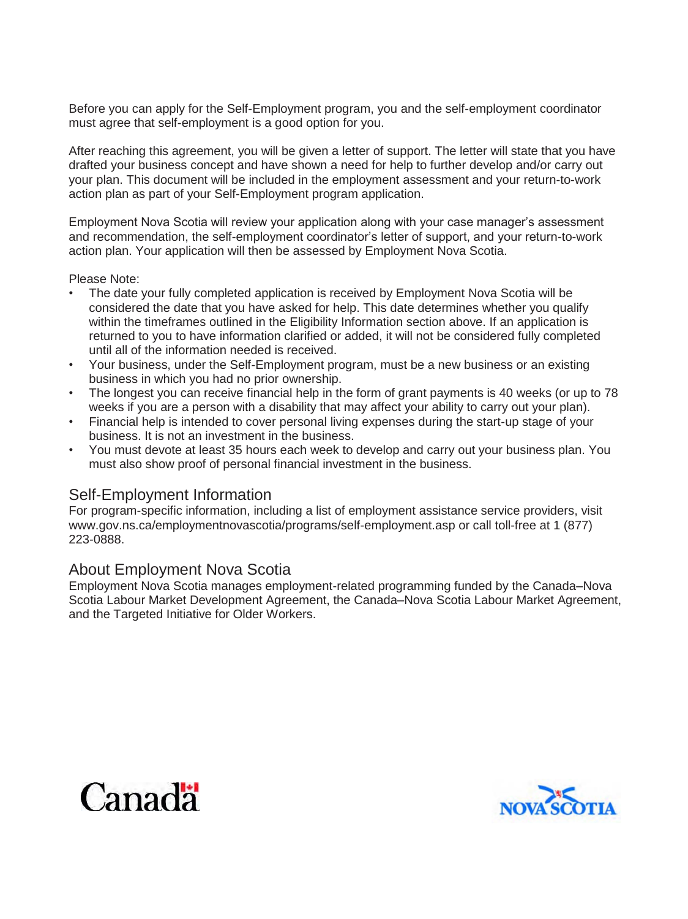Before you can apply for the Self-Employment program, you and the self-employment coordinator must agree that self-employment is a good option for you.

After reaching this agreement, you will be given a letter of support. The letter will state that you have drafted your business concept and have shown a need for help to further develop and/or carry out your plan. This document will be included in the employment assessment and your return-to-work action plan as part of your Self-Employment program application.

Employment Nova Scotia will review your application along with your case manager's assessment and recommendation, the self-employment coordinator's letter of support, and your return-to-work action plan. Your application will then be assessed by Employment Nova Scotia.

Please Note:

- The date your fully completed application is received by Employment Nova Scotia will be considered the date that you have asked for help. This date determines whether you qualify within the timeframes outlined in the Eligibility Information section above. If an application is returned to you to have information clarified or added, it will not be considered fully completed until all of the information needed is received.
- Your business, under the Self-Employment program, must be a new business or an existing business in which you had no prior ownership.
- The longest you can receive financial help in the form of grant payments is 40 weeks (or up to 78 weeks if you are a person with a disability that may affect your ability to carry out your plan).
- Financial help is intended to cover personal living expenses during the start-up stage of your business. It is not an investment in the business.
- You must devote at least 35 hours each week to develop and carry out your business plan. You must also show proof of personal financial investment in the business.

## Self-Employment Information

For program-specific information, including a list of employment assistance service providers, visit www.gov.ns.ca/employmentnovascotia/programs/self-employment.asp or call toll-free at 1 (877) 223-0888.

## About Employment Nova Scotia

Employment Nova Scotia manages employment-related programming funded by the Canada–Nova Scotia Labour Market Development Agreement, the Canada–Nova Scotia Labour Market Agreement, and the Targeted Initiative for Older Workers.

Canada

NOVA SCOTIA